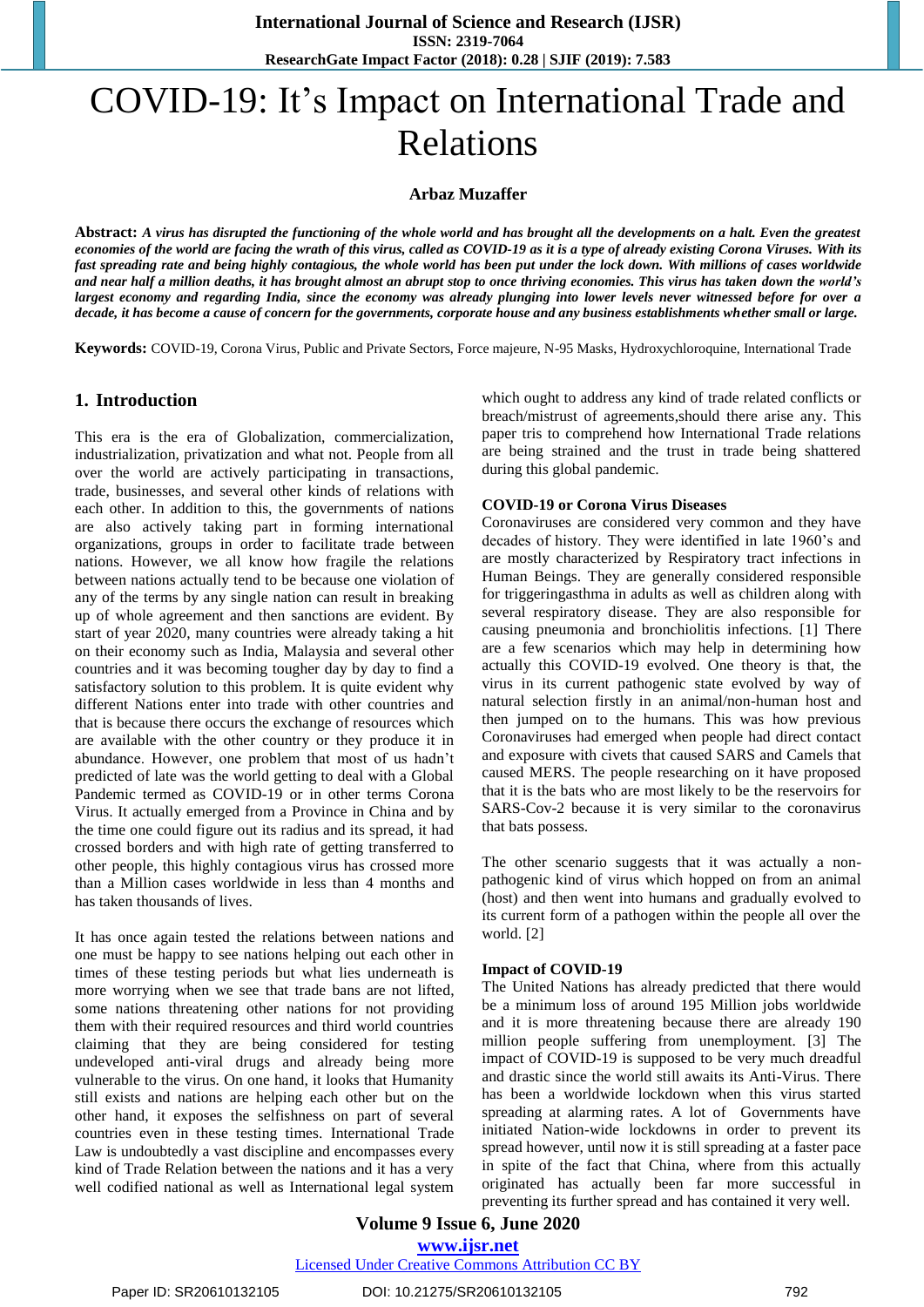# COVID-19: It's Impact on International Trade and Relations

**Arbaz Muzaffer**

**Abstract:** ***A virus has disrupted the functioning of the whole world and has brought all the developments on a halt. Even the greatest economies of the world are facing the wrath of this virus, called as COVID-19 as it is a type of already existing Corona Viruses. With its fast spreading rate and being highly contagious, the whole world has been put under the lock down. With millions of cases worldwide and near half a million deaths, it has brought almost an abrupt stop to once thriving economies. This virus has taken down the world's largest economy and regarding India, since the economy was already plunging into lower levels never witnessed before for over a decade, it has become a cause of concern for the governments, corporate house and any business establishments whether small or large.***

**Keywords:** COVID-19, Corona Virus, Public and Private Sectors, Force majeure, N-95 Masks, Hydroxychloroquine, International Trade

## 1. Introduction

This era is the era of Globalization, commercialization, industrialization, privatization and what not. People from all over the world are actively participating in transactions, trade, businesses, and several other kinds of relations with each other. In addition to this, the governments of nations are also actively taking part in forming international organizations, groups in order to facilitate trade between nations. However, we all know how fragile the relations between nations actually tend to be because one violation of any of the terms by any single nation can result in breaking up of whole agreement and then sanctions are evident. By start of year 2020, many countries were already taking a hit on their economy such as India, Malaysia and several other countries and it was becoming tougher day by day to find a satisfactory solution to this problem. It is quite evident why different Nations enter into trade with other countries and that is because there occurs the exchange of resources which are available with the other country or they produce it in abundance. However, one problem that most of us hadn't predicted of late was the world getting to deal with a Global Pandemic termed as COVID-19 or in other terms Corona Virus. It actually emerged from a Province in China and by the time one could figure out its radius and its spread, it had crossed borders and with high rate of getting transferred to other people, this highly contagious virus has crossed more than a Million cases worldwide in less than 4 months and has taken thousands of lives.

It has once again tested the relations between nations and one must be happy to see nations helping out each other in times of these testing periods but what lies underneath is more worrying when we see that trade bans are not lifted, some nations threatening other nations for not providing them with their required resources and third world countries claiming that they are being considered for testing undeveloped anti-viral drugs and already being more vulnerable to the virus. On one hand, it looks that Humanity still exists and nations are helping each other but on the other hand, it exposes the selfishness on part of several countries even in these testing times. International Trade Law is undoubtedly a vast discipline and encompasses every kind of Trade Relation between the nations and it has a very well codified national as well as International legal system which ought to address any kind of trade related conflicts or breach/mistrust of agreements,should there arise any. This paper tris to comprehend how International Trade relations are being strained and the trust in trade being shattered during this global pandemic.

### COVID-19 or Corona Virus Diseases

Coronaviruses are considered very common and they have decades of history. They were identified in late 1960's and are mostly characterized by Respiratory tract infections in Human Beings. They are generally considered responsible for triggeringasthma in adults as well as children along with several respiratory disease. They are also responsible for causing pneumonia and bronchiolitis infections. [1] There are a few scenarios which may help in determining how actually this COVID-19 evolved. One theory is that, the virus in its current pathogenic state evolved by way of natural selection firstly in an animal/non-human host and then jumped on to the humans. This was how previous Coronaviruses had emerged when people had direct contact and exposure with civets that caused SARS and Camels that caused MERS. The people researching on it have proposed that it is the bats who are most likely to be the reservoirs for SARS-Cov-2 because it is very similar to the coronavirus that bats possess.

The other scenario suggests that it was actually a non-pathogenic kind of virus which hopped on from an animal (host) and then went into humans and gradually evolved to its current form of a pathogen within the people all over the world. [2]

### Impact of COVID-19

The United Nations has already predicted that there would be a minimum loss of around 195 Million jobs worldwide and it is more threatening because there are already 190 million people suffering from unemployment. [3] The impact of COVID-19 is supposed to be very much dreadful and drastic since the world still awaits its Anti-Virus. There has been a worldwide lockdown when this virus started spreading at alarming rates. A lot of Governments have initiated Nation-wide lockdowns in order to prevent its spread however, until now it is still spreading at a faster pace in spite of the fact that China, where from this actually originated has actually been far more successful in preventing its further spread and has contained it very well.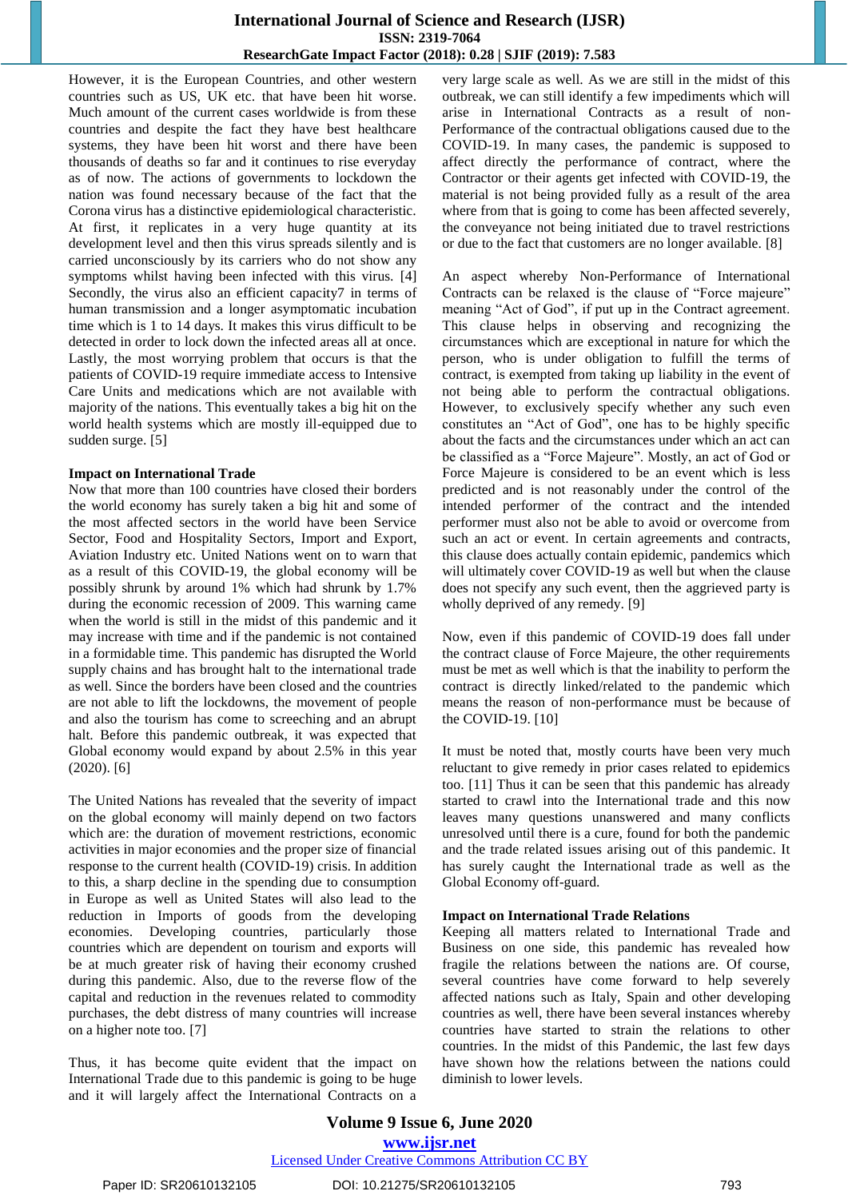However, it is the European Countries, and other western countries such as US, UK etc. that have been hit worse. Much amount of the current cases worldwide is from these countries and despite the fact they have best healthcare systems, they have been hit worst and there have been thousands of deaths so far and it continues to rise everyday as of now. The actions of governments to lockdown the nation was found necessary because of the fact that the Corona virus has a distinctive epidemiological characteristic. At first, it replicates in a very huge quantity at its development level and then this virus spreads silently and is carried unconsciously by its carriers who do not show any symptoms whilst having been infected with this virus. [4] Secondly, the virus also an efficient capacity7 in terms of human transmission and a longer asymptomatic incubation time which is 1 to 14 days. It makes this virus difficult to be detected in order to lock down the infected areas all at once. Lastly, the most worrying problem that occurs is that the patients of COVID-19 require immediate access to Intensive Care Units and medications which are not available with majority of the nations. This eventually takes a big hit on the world health systems which are mostly ill-equipped due to sudden surge. [5]

**Impact on International Trade**

Now that more than 100 countries have closed their borders the world economy has surely taken a big hit and some of the most affected sectors in the world have been Service Sector, Food and Hospitality Sectors, Import and Export, Aviation Industry etc. United Nations went on to warn that as a result of this COVID-19, the global economy will be possibly shrunk by around 1% which had shrunk by 1.7% during the economic recession of 2009. This warning came when the world is still in the midst of this pandemic and it may increase with time and if the pandemic is not contained in a formidable time. This pandemic has disrupted the World supply chains and has brought halt to the international trade as well. Since the borders have been closed and the countries are not able to lift the lockdowns, the movement of people and also the tourism has come to screeching and an abrupt halt. Before this pandemic outbreak, it was expected that Global economy would expand by about 2.5% in this year (2020). [6]

The United Nations has revealed that the severity of impact on the global economy will mainly depend on two factors which are: the duration of movement restrictions, economic activities in major economies and the proper size of financial response to the current health (COVID-19) crisis. In addition to this, a sharp decline in the spending due to consumption in Europe as well as United States will also lead to the reduction in Imports of goods from the developing economies. Developing countries, particularly those countries which are dependent on tourism and exports will be at much greater risk of having their economy crushed during this pandemic. Also, due to the reverse flow of the capital and reduction in the revenues related to commodity purchases, the debt distress of many countries will increase on a higher note too. [7]

Thus, it has become quite evident that the impact on International Trade due to this pandemic is going to be huge and it will largely affect the International Contracts on a very large scale as well. As we are still in the midst of this outbreak, we can still identify a few impediments which will arise in International Contracts as a result of non-Performance of the contractual obligations caused due to the COVID-19. In many cases, the pandemic is supposed to affect directly the performance of contract, where the Contractor or their agents get infected with COVID-19, the material is not being provided fully as a result of the area where from that is going to come has been affected severely, the conveyance not being initiated due to travel restrictions or due to the fact that customers are no longer available. [8]

An aspect whereby Non-Performance of International Contracts can be relaxed is the clause of "Force majeure" meaning "Act of God", if put up in the Contract agreement. This clause helps in observing and recognizing the circumstances which are exceptional in nature for which the person, who is under obligation to fulfill the terms of contract, is exempted from taking up liability in the event of not being able to perform the contractual obligations. However, to exclusively specify whether any such even constitutes an "Act of God", one has to be highly specific about the facts and the circumstances under which an act can be classified as a "Force Majeure". Mostly, an act of God or Force Majeure is considered to be an event which is less predicted and is not reasonably under the control of the intended performer of the contract and the intended performer must also not be able to avoid or overcome from such an act or event. In certain agreements and contracts, this clause does actually contain epidemic, pandemics which will ultimately cover COVID-19 as well but when the clause does not specify any such event, then the aggrieved party is wholly deprived of any remedy. [9]

Now, even if this pandemic of COVID-19 does fall under the contract clause of Force Majeure, the other requirements must be met as well which is that the inability to perform the contract is directly linked/related to the pandemic which means the reason of non-performance must be because of the COVID-19. [10]

It must be noted that, mostly courts have been very much reluctant to give remedy in prior cases related to epidemics too. [11] Thus it can be seen that this pandemic has already started to crawl into the International trade and this now leaves many questions unanswered and many conflicts unresolved until there is a cure, found for both the pandemic and the trade related issues arising out of this pandemic. It has surely caught the International trade as well as the Global Economy off-guard.

**Impact on International Trade Relations**

Keeping all matters related to International Trade and Business on one side, this pandemic has revealed how fragile the relations between the nations are. Of course, several countries have come forward to help severely affected nations such as Italy, Spain and other developing countries as well, there have been several instances whereby countries have started to strain the relations to other countries. In the midst of this Pandemic, the last few days have shown how the relations between the nations could diminish to lower levels.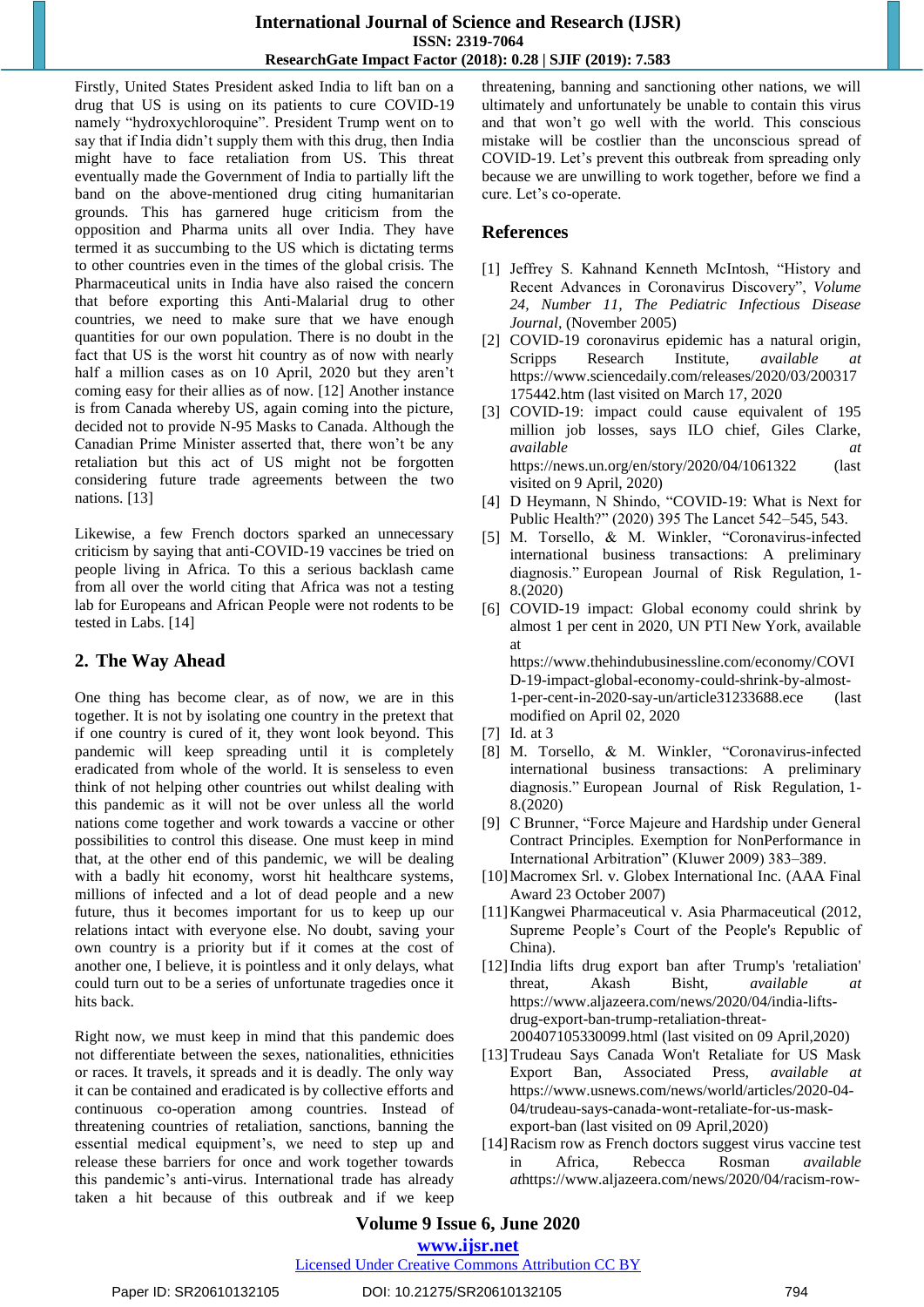Firstly, United States President asked India to lift ban on a drug that US is using on its patients to cure COVID-19 namely "hydroxychloroquine". President Trump went on to say that if India didn't supply them with this drug, then India might have to face retaliation from US. This threat eventually made the Government of India to partially lift the band on the above-mentioned drug citing humanitarian grounds. This has garnered huge criticism from the opposition and Pharma units all over India. They have termed it as succumbing to the US which is dictating terms to other countries even in the times of the global crisis. The Pharmaceutical units in India have also raised the concern that before exporting this Anti-Malarial drug to other countries, we need to make sure that we have enough quantities for our own population. There is no doubt in the fact that US is the worst hit country as of now with nearly half a million cases as on 10 April, 2020 but they aren't coming easy for their allies as of now. [12] Another instance is from Canada whereby US, again coming into the picture, decided not to provide N-95 Masks to Canada. Although the Canadian Prime Minister asserted that, there won't be any retaliation but this act of US might not be forgotten considering future trade agreements between the two nations. [13]

Likewise, a few French doctors sparked an unnecessary criticism by saying that anti-COVID-19 vaccines be tried on people living in Africa. To this a serious backlash came from all over the world citing that Africa was not a testing lab for Europeans and African People were not rodents to be tested in Labs. [14]

## 2. The Way Ahead

One thing has become clear, as of now, we are in this together. It is not by isolating one country in the pretext that if one country is cured of it, they wont look beyond. This pandemic will keep spreading until it is completely eradicated from whole of the world. It is senseless to even think of not helping other countries out whilst dealing with this pandemic as it will not be over unless all the world nations come together and work towards a vaccine or other possibilities to control this disease. One must keep in mind that, at the other end of this pandemic, we will be dealing with a badly hit economy, worst hit healthcare systems, millions of infected and a lot of dead people and a new future, thus it becomes important for us to keep up our relations intact with everyone else. No doubt, saving your own country is a priority but if it comes at the cost of another one, I believe, it is pointless and it only delays, what could turn out to be a series of unfortunate tragedies once it hits back.

Right now, we must keep in mind that this pandemic does not differentiate between the sexes, nationalities, ethnicities or races. It travels, it spreads and it is deadly. The only way it can be contained and eradicated is by collective efforts and continuous co-operation among countries. Instead of threatening countries of retaliation, sanctions, banning the essential medical equipment's, we need to step up and release these barriers for once and work together towards this pandemic's anti-virus. International trade has already taken a hit because of this outbreak and if we keep threatening, banning and sanctioning other nations, we will ultimately and unfortunately be unable to contain this virus and that won't go well with the world. This conscious mistake will be costlier than the unconscious spread of COVID-19. Let's prevent this outbreak from spreading only because we are unwilling to work together, before we find a cure. Let's co-operate.

## References

[1] Jeffrey S. Kahnand Kenneth McIntosh, "History and Recent Advances in Coronavirus Discovery", *Volume 24, Number 11, The Pediatric Infectious Disease Journal*, (November 2005)

[2] COVID-19 coronavirus epidemic has a natural origin, Scripps Research Institute, *available at* https://www.sciencedaily.com/releases/2020/03/200317175442.htm (last visited on March 17, 2020

[3] COVID-19: impact could cause equivalent of 195 million job losses, says ILO chief, Giles Clarke, *available at* https://news.un.org/en/story/2020/04/1061322 (last visited on 9 April, 2020)

[4] D Heymann, N Shindo, "COVID-19: What is Next for Public Health?" (2020) 395 The Lancet 542–545, 543.

[5] M. Torsello, & M. Winkler, "Coronavirus-infected international business transactions: A preliminary diagnosis." European Journal of Risk Regulation, 1-8.(2020)

[6] COVID-19 impact: Global economy could shrink by almost 1 per cent in 2020, UN PTI New York, available at https://www.thehindubusinessline.com/economy/COVID-19-impact-global-economy-could-shrink-by-almost-1-per-cent-in-2020-say-un/article31233688.ece (last modified on April 02, 2020

[7] Id. at 3

[8] M. Torsello, & M. Winkler, "Coronavirus-infected international business transactions: A preliminary diagnosis." European Journal of Risk Regulation, 1-8.(2020)

[9] C Brunner, "Force Majeure and Hardship under General Contract Principles. Exemption for NonPerformance in International Arbitration" (Kluwer 2009) 383–389.

[10] Macromex Srl. v. Globex International Inc. (AAA Final Award 23 October 2007)

[11] Kangwei Pharmaceutical v. Asia Pharmaceutical (2012, Supreme People's Court of the People's Republic of China).

[12] India lifts drug export ban after Trump's 'retaliation' threat, Akash Bisht, *available at* https://www.aljazeera.com/news/2020/04/india-lifts-drug-export-ban-trump-retaliation-threat-200407105330099.html (last visited on 09 April,2020)

[13] Trudeau Says Canada Won't Retaliate for US Mask Export Ban, Associated Press, *available at* https://www.usnews.com/news/world/articles/2020-04-04/trudeau-says-canada-wont-retaliate-for-us-mask-export-ban (last visited on 09 April,2020)

[14] Racism row as French doctors suggest virus vaccine test in Africa, Rebecca Rosman *available at*https://www.aljazeera.com/news/2020/04/racism-row-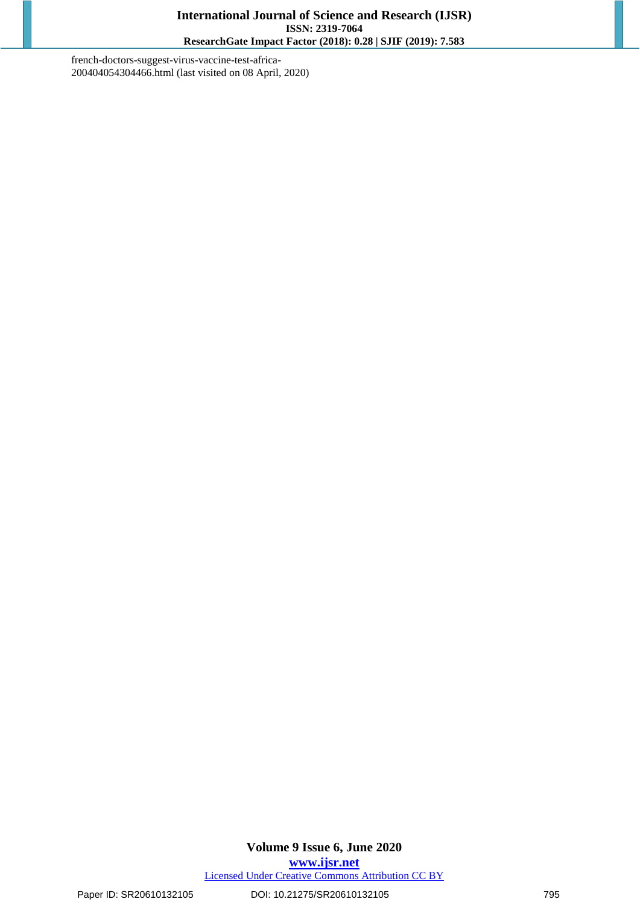french-doctors-suggest-virus-vaccine-test-africa-200404054304466.html (last visited on 08 April, 2020)